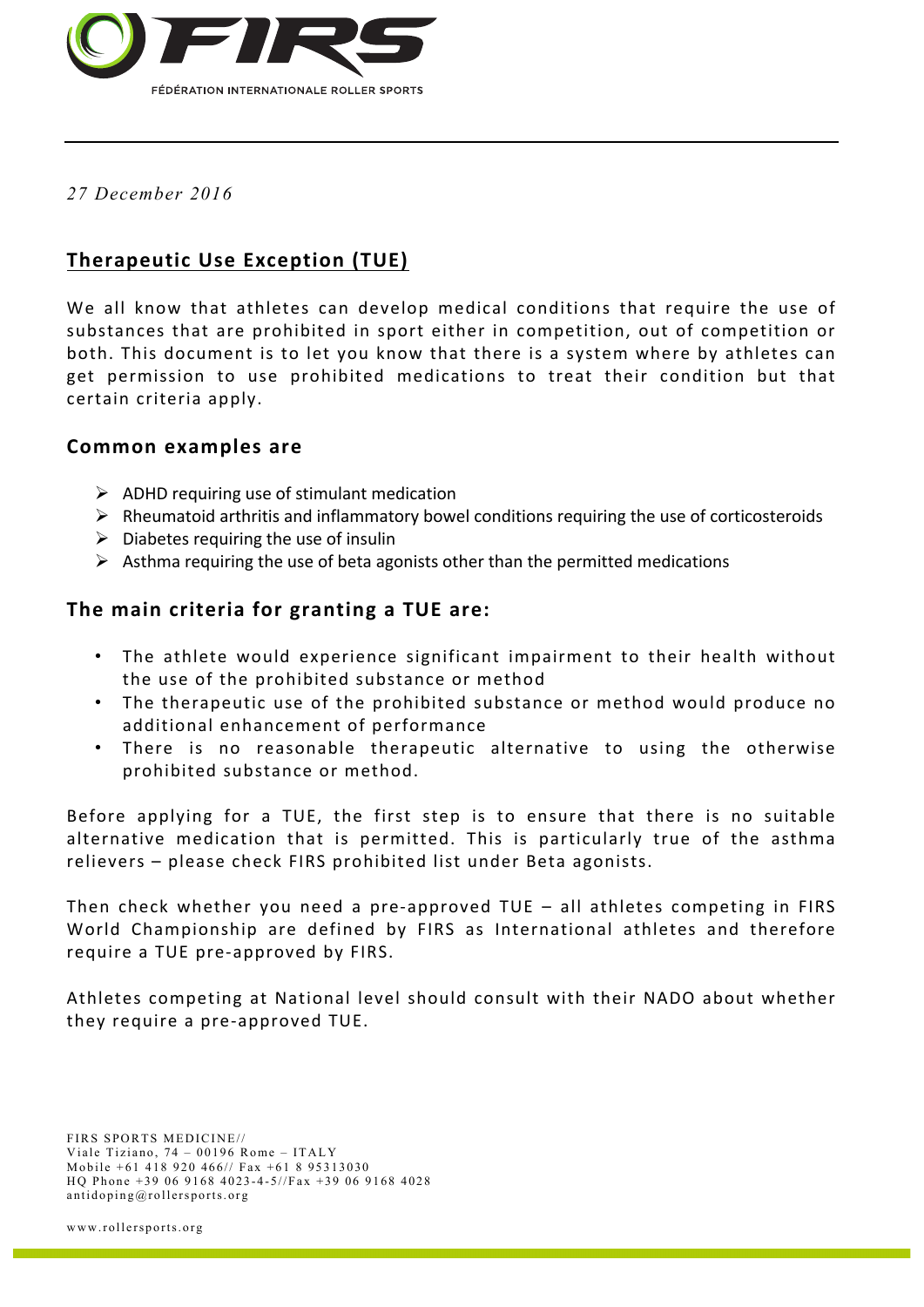FIRS

FÉDÉRATION INTERNATIONALE ROLLER SPORTS

*27 December 2016*

## Therapeutic Use Exception (TUE)

We all know that athletes can develop medical conditions that require the use of substances that are prohibited in sport either in competition, out of competition or both. This document is to let you know that there is a system where by athletes can get permission to use prohibited medications to treat their condition but that certain criteria apply.

### Common examples are

- ADHD requiring use of stimulant medication
- Rheumatoid arthritis and inflammatory bowel conditions requiring the use of corticosteroids
- Diabetes requiring the use of insulin
- Asthma requiring the use of beta agonists other than the permitted medications

### The main criteria for granting a TUE are:

- The athlete would experience significant impairment to their health without the use of the prohibited substance or method
- The therapeutic use of the prohibited substance or method would produce no additional enhancement of performance
- There is no reasonable therapeutic alternative to using the otherwise prohibited substance or method.

Before applying for a TUE, the first step is to ensure that there is no suitable alternative medication that is permitted. This is particularly true of the asthma relievers – please check FIRS prohibited list under Beta agonists.

Then check whether you need a pre-approved TUE – all athletes competing in FIRS World Championship are defined by FIRS as International athletes and therefore require a TUE pre-approved by FIRS.

Athletes competing at National level should consult with their NADO about whether they require a pre-approved TUE.

FIRS SPORTS MEDICINE//
Viale Tiziano, 74 – 00196 Rome – ITALY
Mobile +61 418 920 466// Fax +61 8 95313030
HQ Phone +39 06 9168 4023-4-5//Fax +39 06 9168 4028
antidoping@rollersports.org

www.rollersports.org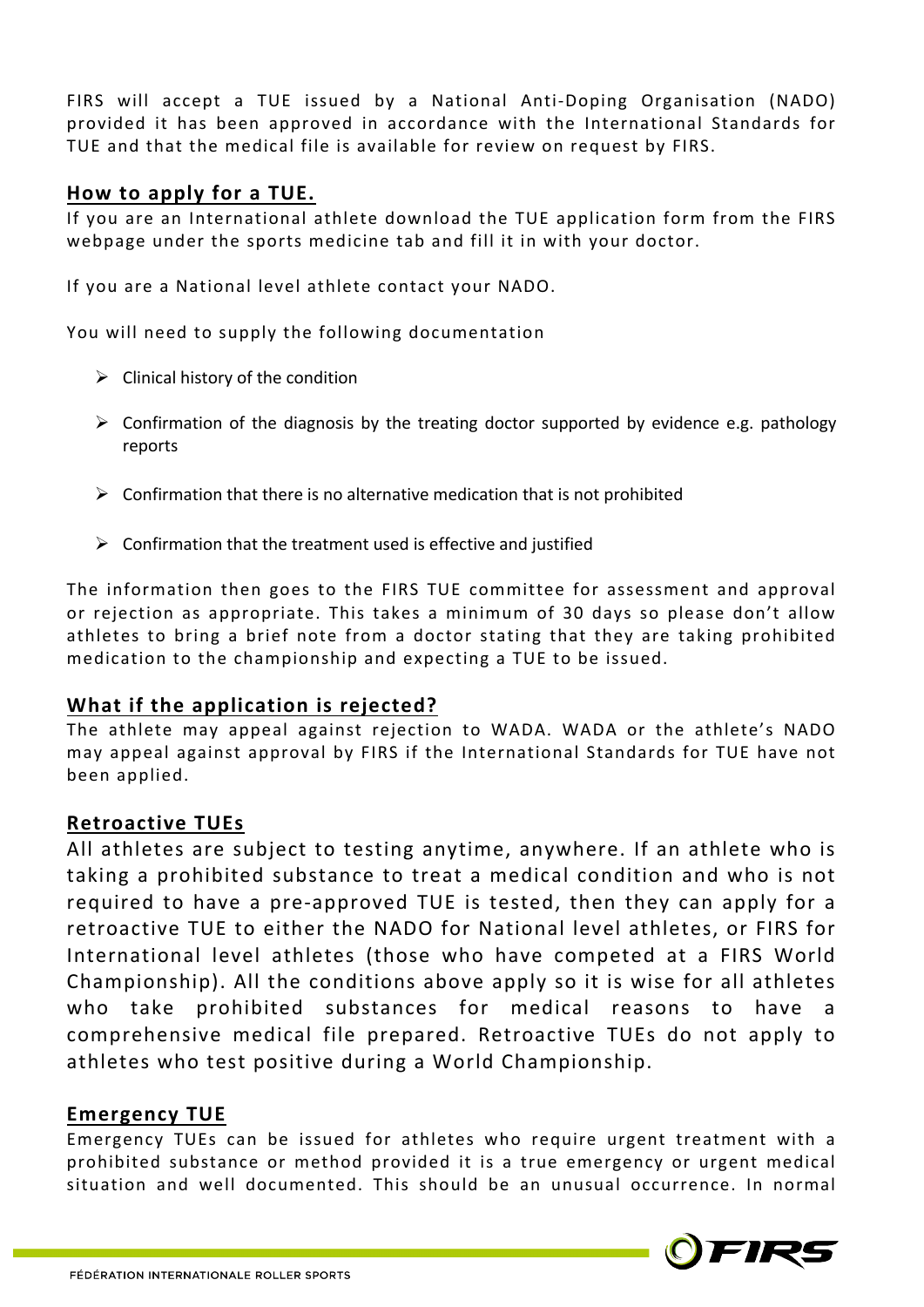FIRS will accept a TUE issued by a National Anti-Doping Organisation (NADO) provided it has been approved in accordance with the International Standards for TUE and that the medical file is available for review on request by FIRS.

## How to apply for a TUE.

If you are an International athlete download the TUE application form from the FIRS webpage under the sports medicine tab and fill it in with your doctor.

If you are a National level athlete contact your NADO.

You will need to supply the following documentation

- Clinical history of the condition
- Confirmation of the diagnosis by the treating doctor supported by evidence e.g. pathology reports
- Confirmation that there is no alternative medication that is not prohibited
- Confirmation that the treatment used is effective and justified

The information then goes to the FIRS TUE committee for assessment and approval or rejection as appropriate. This takes a minimum of 30 days so please don't allow athletes to bring a brief note from a doctor stating that they are taking prohibited medication to the championship and expecting a TUE to be issued.

## What if the application is rejected?

The athlete may appeal against rejection to WADA. WADA or the athlete's NADO may appeal against approval by FIRS if the International Standards for TUE have not been applied.

## Retroactive TUEs

All athletes are subject to testing anytime, anywhere. If an athlete who is taking a prohibited substance to treat a medical condition and who is not required to have a pre-approved TUE is tested, then they can apply for a retroactive TUE to either the NADO for National level athletes, or FIRS for International level athletes (those who have competed at a FIRS World Championship). All the conditions above apply so it is wise for all athletes who take prohibited substances for medical reasons to have a comprehensive medical file prepared. Retroactive TUEs do not apply to athletes who test positive during a World Championship.

## Emergency TUE

Emergency TUEs can be issued for athletes who require urgent treatment with a prohibited substance or method provided it is a true emergency or urgent medical situation and well documented. This should be an unusual occurrence. In normal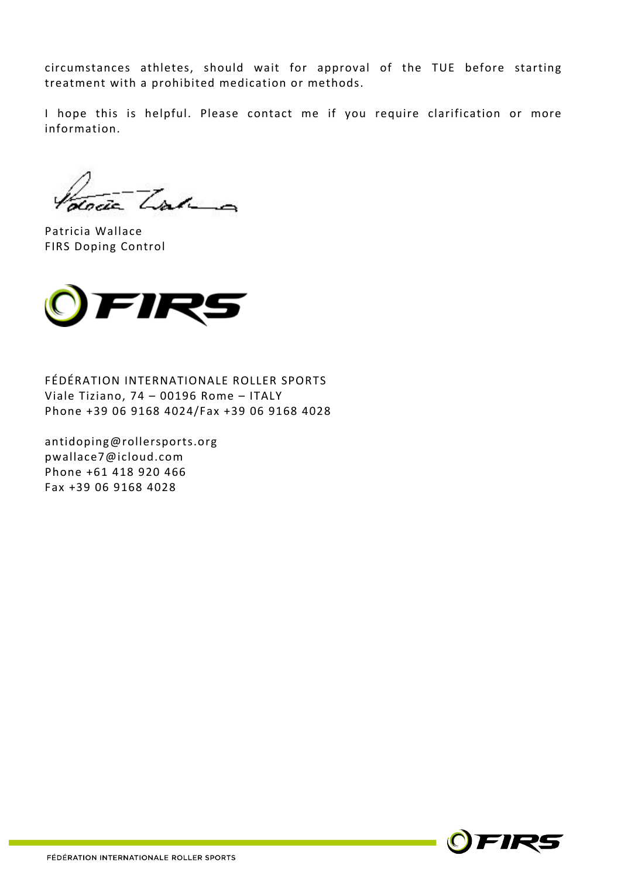circumstances athletes, should wait for approval of the TUE before starting treatment with a prohibited medication or methods.

I hope this is helpful. Please contact me if you require clarification or more information.

Patricia Wallace
FIRS Doping Control

FÉDÉRATION INTERNATIONALE ROLLER SPORTS
Viale Tiziano, 74 – 00196 Rome – ITALY
Phone +39 06 9168 4024/Fax +39 06 9168 4028

antidoping@rollersports.org
pwallace7@icloud.com
Phone +61 418 920 466
Fax +39 06 9168 4028